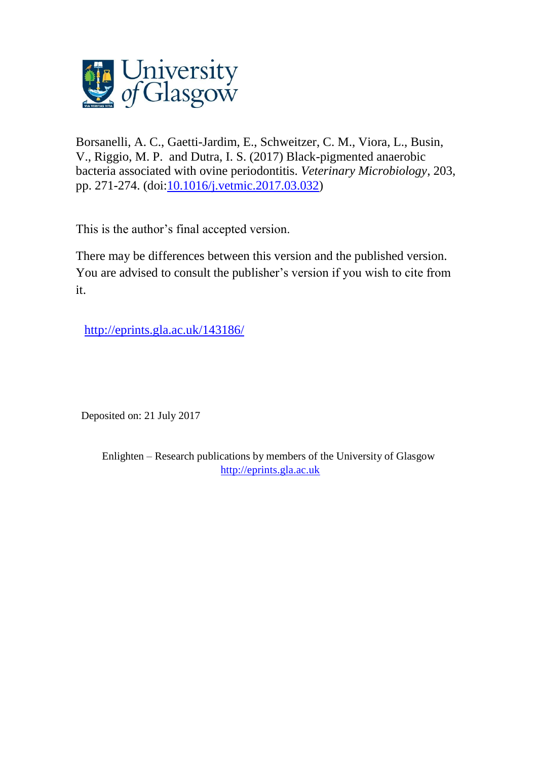University of Glasgow

Borsanelli, A. C., Gaetti-Jardim, E., Schweitzer, C. M., Viora, L., Busin, V., Riggio, M. P. and Dutra, I. S. (2017) Black-pigmented anaerobic bacteria associated with ovine periodontitis. *Veterinary Microbiology*, 203, pp. 271-274. (doi:10.1016/j.vetmic.2017.03.032)

This is the author's final accepted version.

There may be differences between this version and the published version. You are advised to consult the publisher's version if you wish to cite from it.

http://eprints.gla.ac.uk/143186/

Deposited on: 21 July 2017

Enlighten – Research publications by members of the University of Glasgow
http://eprints.gla.ac.uk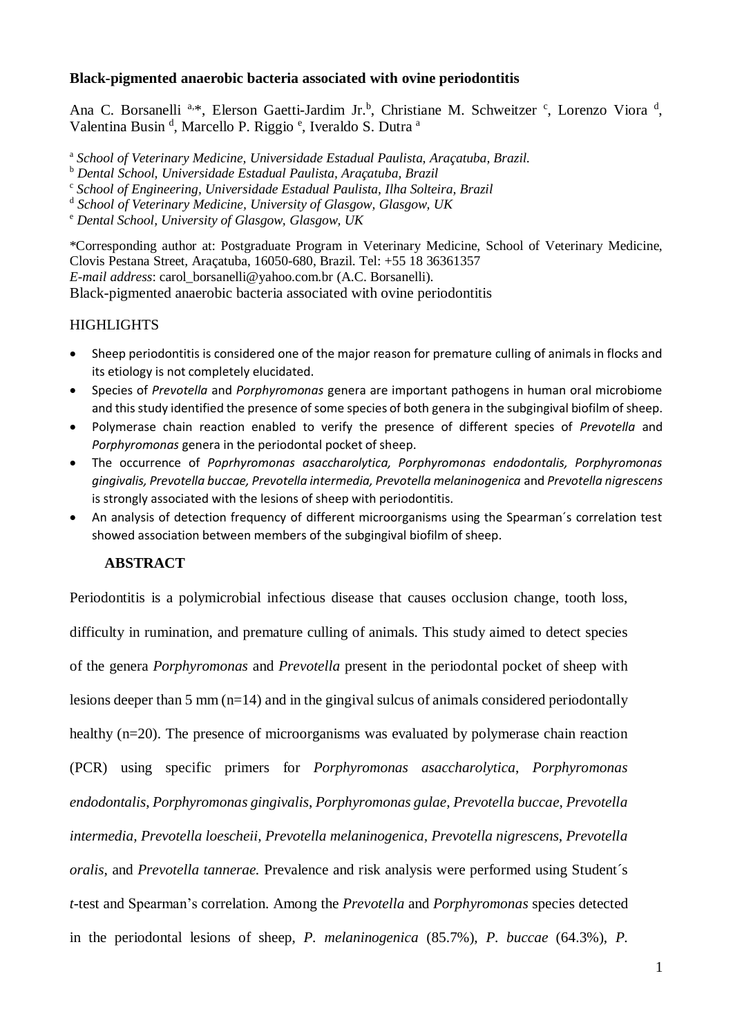**Black-pigmented anaerobic bacteria associated with ovine periodontitis**

Ana C. Borsanelli [a,*], Elerson Gaetti-Jardim Jr.[b], Christiane M. Schweitzer [c], Lorenzo Viora [d], Valentina Busin [d], Marcello P. Riggio [e], Iveraldo S. Dutra [a]

[a] *School of Veterinary Medicine, Universidade Estadual Paulista, Araçatuba, Brazil.*

[b] *Dental School, Universidade Estadual Paulista, Araçatuba, Brazil*

[c] *School of Engineering, Universidade Estadual Paulista, Ilha Solteira, Brazil*

[d] *School of Veterinary Medicine, University of Glasgow, Glasgow, UK*

[e] *Dental School, University of Glasgow, Glasgow, UK*

*Corresponding author at: Postgraduate Program in Veterinary Medicine, School of Veterinary Medicine, Clovis Pestana Street, Araçatuba, 16050-680, Brazil. Tel: +55 18 36361357
*E-mail address*: carol_borsanelli@yahoo.com.br (A.C. Borsanelli).

Black-pigmented anaerobic bacteria associated with ovine periodontitis

HIGHLIGHTS

- Sheep periodontitis is considered one of the major reason for premature culling of animals in flocks and its etiology is not completely elucidated.
- Species of *Prevotella* and *Porphyromonas* genera are important pathogens in human oral microbiome and this study identified the presence of some species of both genera in the subgingival biofilm of sheep.
- Polymerase chain reaction enabled to verify the presence of different species of *Prevotella* and *Porphyromonas* genera in the periodontal pocket of sheep.
- The occurrence of *Poprhyromonas asaccharolytica, Porphyromonas endodontalis, Porphyromonas gingivalis, Prevotella buccae, Prevotella intermedia, Prevotella melaninogenica* and *Prevotella nigrescens* is strongly associated with the lesions of sheep with periodontitis.
- An analysis of detection frequency of different microorganisms using the Spearman´s correlation test showed association between members of the subgingival biofilm of sheep.

**ABSTRACT**

Periodontitis is a polymicrobial infectious disease that causes occlusion change, tooth loss, difficulty in rumination, and premature culling of animals. This study aimed to detect species of the genera *Porphyromonas* and *Prevotella* present in the periodontal pocket of sheep with lesions deeper than 5 mm (n=14) and in the gingival sulcus of animals considered periodontally healthy (n=20). The presence of microorganisms was evaluated by polymerase chain reaction (PCR) using specific primers for *Porphyromonas asaccharolytica*, *Porphyromonas endodontalis*, *Porphyromonas gingivalis*, *Porphyromonas gulae, Prevotella buccae, Prevotella intermedia, Prevotella loescheii*, *Prevotella melaninogenica, Prevotella nigrescens, Prevotella oralis,* and *Prevotella tannerae.* Prevalence and risk analysis were performed using Student´s *t*-test and Spearman's correlation. Among the *Prevotella* and *Porphyromonas* species detected in the periodontal lesions of sheep, *P. melaninogenica* (85.7%), *P. buccae* (64.3%), *P.*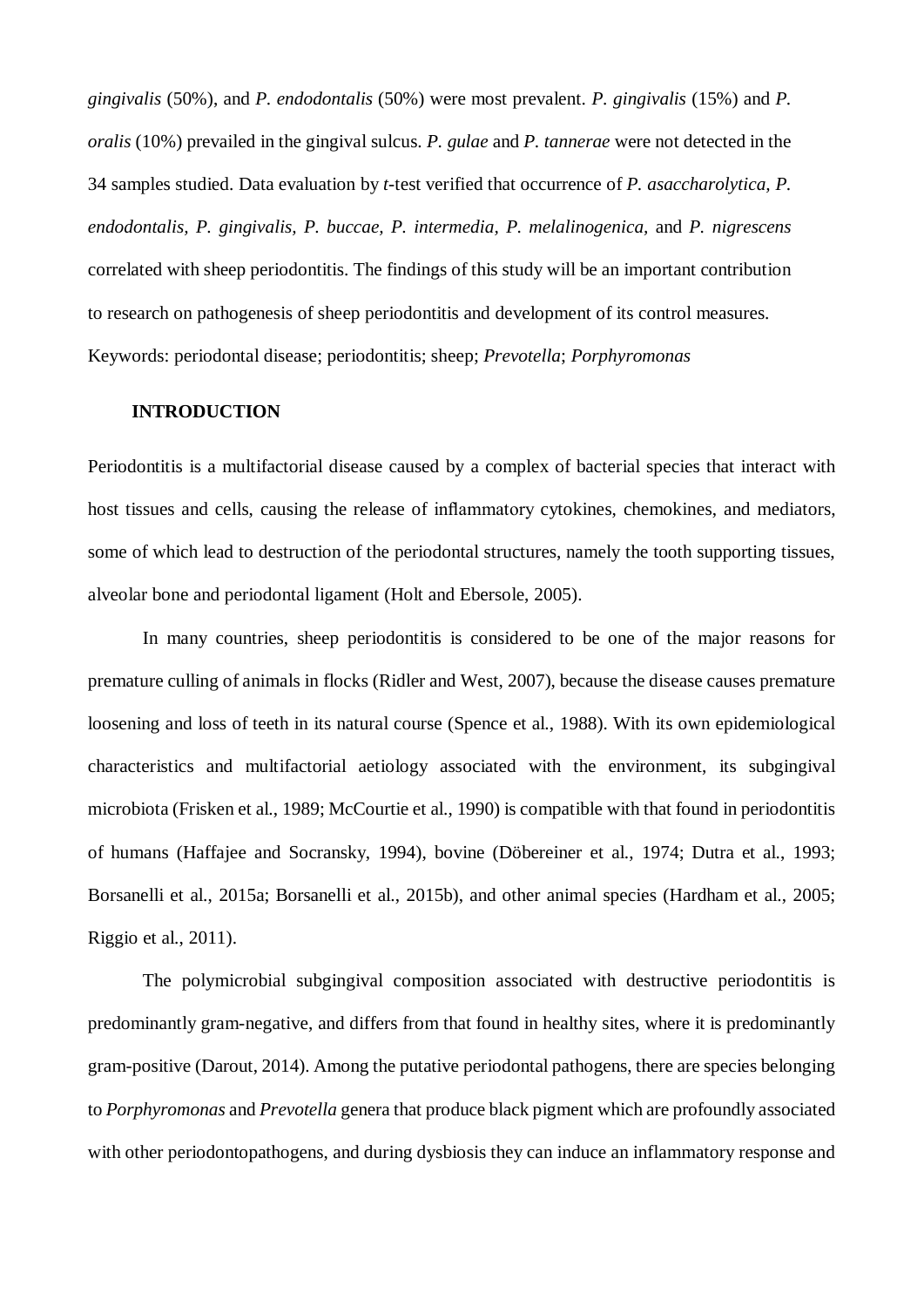*gingivalis* (50%), and *P. endodontalis* (50%) were most prevalent. *P. gingivalis* (15%) and *P. oralis* (10%) prevailed in the gingival sulcus. *P. gulae* and *P. tannerae* were not detected in the 34 samples studied. Data evaluation by *t*-test verified that occurrence of *P. asaccharolytica, P. endodontalis, P. gingivalis, P. buccae, P. intermedia, P. melalinogenica,* and *P. nigrescens* correlated with sheep periodontitis. The findings of this study will be an important contribution to research on pathogenesis of sheep periodontitis and development of its control measures.

Keywords: periodontal disease; periodontitis; sheep; *Prevotella*; *Porphyromonas*

## INTRODUCTION

Periodontitis is a multifactorial disease caused by a complex of bacterial species that interact with host tissues and cells, causing the release of inflammatory cytokines, chemokines, and mediators, some of which lead to destruction of the periodontal structures, namely the tooth supporting tissues, alveolar bone and periodontal ligament (Holt and Ebersole, 2005).

In many countries, sheep periodontitis is considered to be one of the major reasons for premature culling of animals in flocks (Ridler and West, 2007), because the disease causes premature loosening and loss of teeth in its natural course (Spence et al., 1988). With its own epidemiological characteristics and multifactorial aetiology associated with the environment, its subgingival microbiota (Frisken et al., 1989; McCourtie et al., 1990) is compatible with that found in periodontitis of humans (Haffajee and Socransky, 1994), bovine (Döbereiner et al., 1974; Dutra et al., 1993; Borsanelli et al., 2015a; Borsanelli et al., 2015b), and other animal species (Hardham et al., 2005; Riggio et al., 2011).

The polymicrobial subgingival composition associated with destructive periodontitis is predominantly gram-negative, and differs from that found in healthy sites, where it is predominantly gram-positive (Darout, 2014). Among the putative periodontal pathogens, there are species belonging to *Porphyromonas* and *Prevotella* genera that produce black pigment which are profoundly associated with other periodontopathogens, and during dysbiosis they can induce an inflammatory response and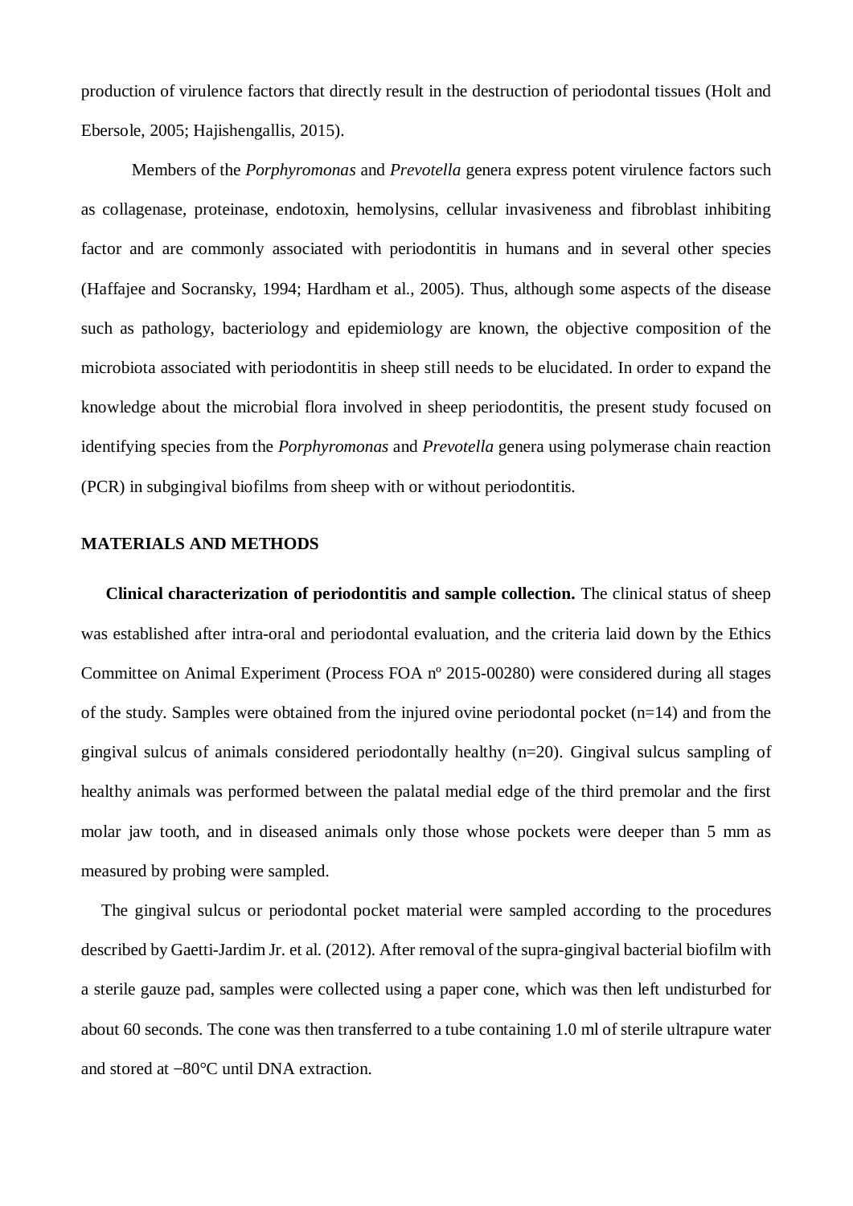production of virulence factors that directly result in the destruction of periodontal tissues (Holt and Ebersole, 2005; Hajishengallis, 2015).

Members of the *Porphyromonas* and *Prevotella* genera express potent virulence factors such as collagenase, proteinase, endotoxin, hemolysins, cellular invasiveness and fibroblast inhibiting factor and are commonly associated with periodontitis in humans and in several other species (Haffajee and Socransky, 1994; Hardham et al., 2005). Thus, although some aspects of the disease such as pathology, bacteriology and epidemiology are known, the objective composition of the microbiota associated with periodontitis in sheep still needs to be elucidated. In order to expand the knowledge about the microbial flora involved in sheep periodontitis, the present study focused on identifying species from the *Porphyromonas* and *Prevotella* genera using polymerase chain reaction (PCR) in subgingival biofilms from sheep with or without periodontitis.

## MATERIALS AND METHODS

**Clinical characterization of periodontitis and sample collection.** The clinical status of sheep was established after intra-oral and periodontal evaluation, and the criteria laid down by the Ethics Committee on Animal Experiment (Process FOA nº 2015-00280) were considered during all stages of the study. Samples were obtained from the injured ovine periodontal pocket (n=14) and from the gingival sulcus of animals considered periodontally healthy (n=20). Gingival sulcus sampling of healthy animals was performed between the palatal medial edge of the third premolar and the first molar jaw tooth, and in diseased animals only those whose pockets were deeper than 5 mm as measured by probing were sampled.

The gingival sulcus or periodontal pocket material were sampled according to the procedures described by Gaetti-Jardim Jr. et al. (2012). After removal of the supra-gingival bacterial biofilm with a sterile gauze pad, samples were collected using a paper cone, which was then left undisturbed for about 60 seconds. The cone was then transferred to a tube containing 1.0 ml of sterile ultrapure water and stored at −80°C until DNA extraction.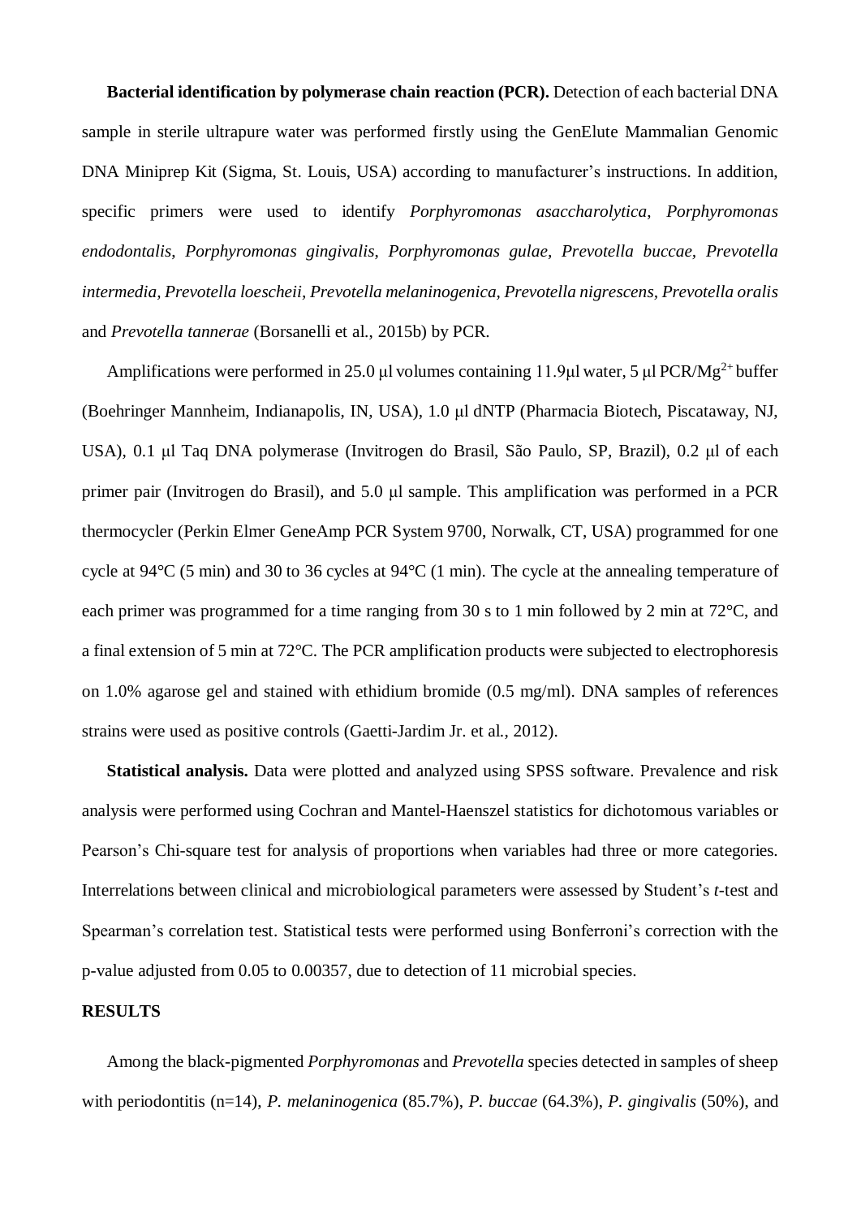**Bacterial identification by polymerase chain reaction (PCR).** Detection of each bacterial DNA sample in sterile ultrapure water was performed firstly using the GenElute Mammalian Genomic DNA Miniprep Kit (Sigma, St. Louis, USA) according to manufacturer's instructions. In addition, specific primers were used to identify *Porphyromonas asaccharolytica*, *Porphyromonas endodontalis*, *Porphyromonas gingivalis*, *Porphyromonas gulae*, *Prevotella buccae*, *Prevotella intermedia*, *Prevotella loescheii*, *Prevotella melaninogenica*, *Prevotella nigrescens*, *Prevotella oralis* and *Prevotella tannerae* (Borsanelli et al., 2015b) by PCR.

Amplifications were performed in 25.0 μl volumes containing 11.9μl water, 5 μl PCR/$Mg^{2+}$ buffer (Boehringer Mannheim, Indianapolis, IN, USA), 1.0 μl dNTP (Pharmacia Biotech, Piscataway, NJ, USA), 0.1 μl Taq DNA polymerase (Invitrogen do Brasil, São Paulo, SP, Brazil), 0.2 μl of each primer pair (Invitrogen do Brasil), and 5.0 μl sample. This amplification was performed in a PCR thermocycler (Perkin Elmer GeneAmp PCR System 9700, Norwalk, CT, USA) programmed for one cycle at 94°C (5 min) and 30 to 36 cycles at 94°C (1 min). The cycle at the annealing temperature of each primer was programmed for a time ranging from 30 s to 1 min followed by 2 min at 72°C, and a final extension of 5 min at 72°C. The PCR amplification products were subjected to electrophoresis on 1.0% agarose gel and stained with ethidium bromide (0.5 mg/ml). DNA samples of references strains were used as positive controls (Gaetti-Jardim Jr. et al., 2012).

**Statistical analysis.** Data were plotted and analyzed using SPSS software. Prevalence and risk analysis were performed using Cochran and Mantel-Haenszel statistics for dichotomous variables or Pearson's Chi-square test for analysis of proportions when variables had three or more categories. Interrelations between clinical and microbiological parameters were assessed by Student's *t*-test and Spearman's correlation test. Statistical tests were performed using Bonferroni's correction with the p-value adjusted from 0.05 to 0.00357, due to detection of 11 microbial species.

## RESULTS

Among the black-pigmented *Porphyromonas* and *Prevotella* species detected in samples of sheep with periodontitis (n=14), *P. melaninogenica* (85.7%), *P. buccae* (64.3%), *P. gingivalis* (50%), and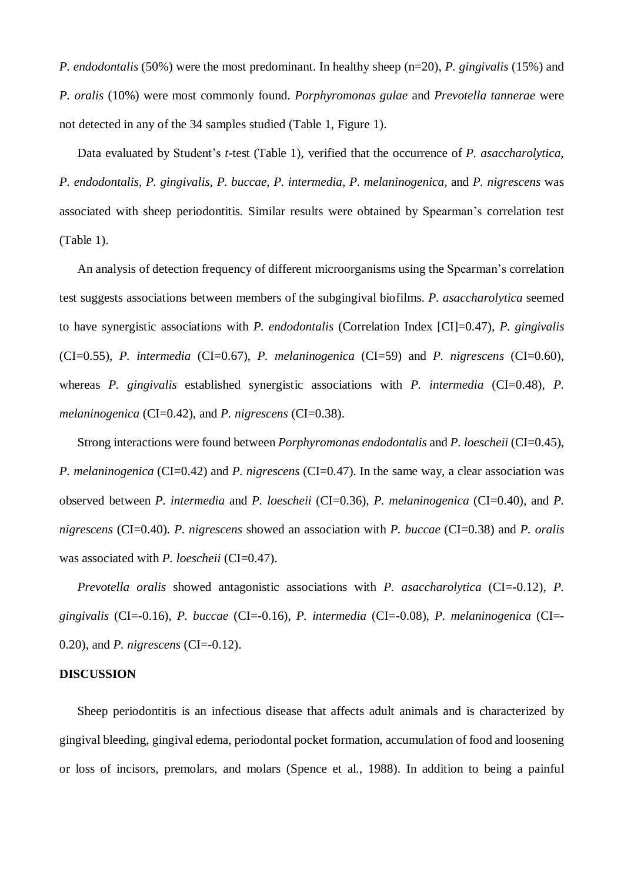*P. endodontalis* (50%) were the most predominant. In healthy sheep (n=20), *P. gingivalis* (15%) and *P. oralis* (10%) were most commonly found. *Porphyromonas gulae* and *Prevotella tannerae* were not detected in any of the 34 samples studied (Table 1, Figure 1).

Data evaluated by Student's *t*-test (Table 1), verified that the occurrence of *P. asaccharolytica, P. endodontalis, P. gingivalis, P. buccae, P. intermedia, P. melaninogenica,* and *P. nigrescens* was associated with sheep periodontitis. Similar results were obtained by Spearman's correlation test (Table 1).

An analysis of detection frequency of different microorganisms using the Spearman's correlation test suggests associations between members of the subgingival biofilms. *P. asaccharolytica* seemed to have synergistic associations with *P. endodontalis* (Correlation Index [CI]=0.47), *P. gingivalis* (CI=0.55), *P. intermedia* (CI=0.67), *P. melaninogenica* (CI=59) and *P. nigrescens* (CI=0.60), whereas *P. gingivalis* established synergistic associations with *P. intermedia* (CI=0.48), *P. melaninogenica* (CI=0.42), and *P. nigrescens* (CI=0.38).

Strong interactions were found between *Porphyromonas endodontalis* and *P. loescheii* (CI=0.45), *P. melaninogenica* (CI=0.42) and *P. nigrescens* (CI=0.47). In the same way, a clear association was observed between *P. intermedia* and *P. loescheii* (CI=0.36), *P. melaninogenica* (CI=0.40), and *P. nigrescens* (CI=0.40). *P. nigrescens* showed an association with *P. buccae* (CI=0.38) and *P. oralis* was associated with *P. loescheii* (CI=0.47).

*Prevotella oralis* showed antagonistic associations with *P. asaccharolytica* (CI=-0.12), *P. gingivalis* (CI=-0.16), *P. buccae* (CI=-0.16), *P. intermedia* (CI=-0.08), *P. melaninogenica* (CI=-0.20), and *P. nigrescens* (CI=-0.12).

## DISCUSSION

Sheep periodontitis is an infectious disease that affects adult animals and is characterized by gingival bleeding, gingival edema, periodontal pocket formation, accumulation of food and loosening or loss of incisors, premolars, and molars (Spence et al., 1988). In addition to being a painful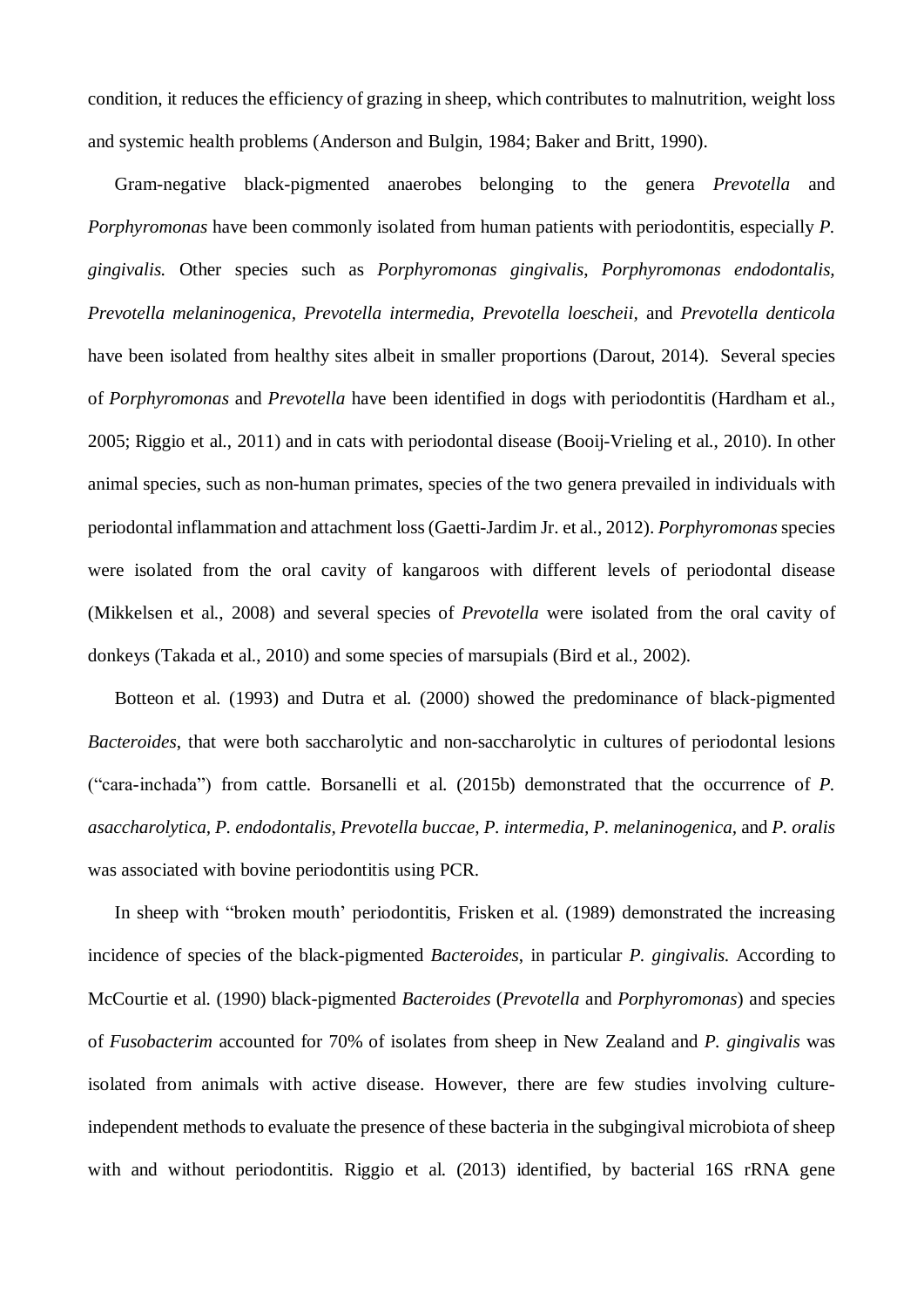condition, it reduces the efficiency of grazing in sheep, which contributes to malnutrition, weight loss and systemic health problems (Anderson and Bulgin, 1984; Baker and Britt, 1990).

Gram-negative black-pigmented anaerobes belonging to the genera *Prevotella* and *Porphyromonas* have been commonly isolated from human patients with periodontitis, especially *P. gingivalis.* Other species such as *Porphyromonas gingivalis*, *Porphyromonas endodontalis, Prevotella melaninogenica, Prevotella intermedia, Prevotella loescheii*, and *Prevotella denticola* have been isolated from healthy sites albeit in smaller proportions (Darout, 2014). Several species of *Porphyromonas* and *Prevotella* have been identified in dogs with periodontitis (Hardham et al., 2005; Riggio et al., 2011) and in cats with periodontal disease (Booij-Vrieling et al., 2010). In other animal species, such as non-human primates, species of the two genera prevailed in individuals with periodontal inflammation and attachment loss (Gaetti-Jardim Jr. et al., 2012). *Porphyromonas* species were isolated from the oral cavity of kangaroos with different levels of periodontal disease (Mikkelsen et al., 2008) and several species of *Prevotella* were isolated from the oral cavity of donkeys (Takada et al., 2010) and some species of marsupials (Bird et al., 2002).

Botteon et al. (1993) and Dutra et al. (2000) showed the predominance of black-pigmented *Bacteroides*, that were both saccharolytic and non-saccharolytic in cultures of periodontal lesions ("cara-inchada") from cattle. Borsanelli et al. (2015b) demonstrated that the occurrence of *P. asaccharolytica, P. endodontalis, Prevotella buccae, P. intermedia, P. melaninogenica,* and *P. oralis* was associated with bovine periodontitis using PCR.

In sheep with "broken mouth' periodontitis, Frisken et al. (1989) demonstrated the increasing incidence of species of the black-pigmented *Bacteroides*, in particular *P. gingivalis.* According to McCourtie et al. (1990) black-pigmented *Bacteroides* (*Prevotella* and *Porphyromonas*) and species of *Fusobacterim* accounted for 70% of isolates from sheep in New Zealand and *P. gingivalis* was isolated from animals with active disease. However, there are few studies involving culture-independent methods to evaluate the presence of these bacteria in the subgingival microbiota of sheep with and without periodontitis. Riggio et al. (2013) identified, by bacterial 16S rRNA gene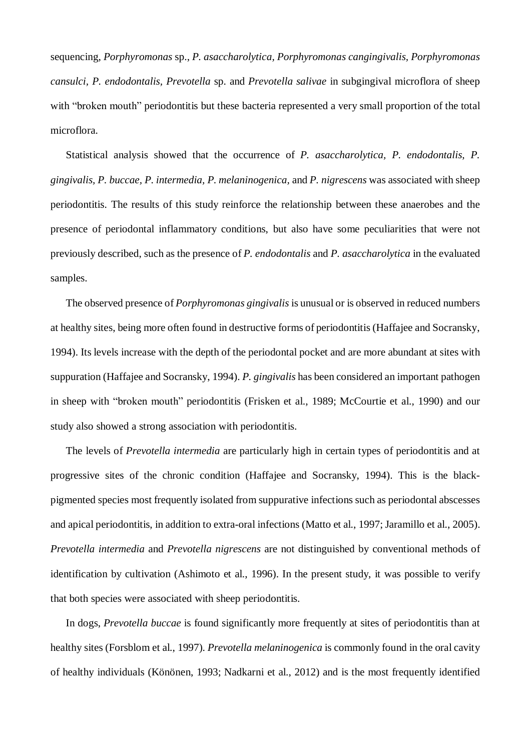sequencing, *Porphyromonas* sp., *P. asaccharolytica, Porphyromonas cangingivalis, Porphyromonas cansulci, P. endodontalis, Prevotella* sp. and *Prevotella salivae* in subgingival microflora of sheep with "broken mouth" periodontitis but these bacteria represented a very small proportion of the total microflora.

Statistical analysis showed that the occurrence of *P. asaccharolytica, P. endodontalis, P. gingivalis, P. buccae, P. intermedia, P. melaninogenica,* and *P. nigrescens* was associated with sheep periodontitis. The results of this study reinforce the relationship between these anaerobes and the presence of periodontal inflammatory conditions, but also have some peculiarities that were not previously described, such as the presence of *P. endodontalis* and *P. asaccharolytica* in the evaluated samples.

The observed presence of *Porphyromonas gingivalis* is unusual or is observed in reduced numbers at healthy sites, being more often found in destructive forms of periodontitis (Haffajee and Socransky, 1994). Its levels increase with the depth of the periodontal pocket and are more abundant at sites with suppuration (Haffajee and Socransky, 1994). *P. gingivalis* has been considered an important pathogen in sheep with "broken mouth" periodontitis (Frisken et al., 1989; McCourtie et al., 1990) and our study also showed a strong association with periodontitis.

The levels of *Prevotella intermedia* are particularly high in certain types of periodontitis and at progressive sites of the chronic condition (Haffajee and Socransky, 1994). This is the black-pigmented species most frequently isolated from suppurative infections such as periodontal abscesses and apical periodontitis, in addition to extra-oral infections (Matto et al., 1997; Jaramillo et al., 2005). *Prevotella intermedia* and *Prevotella nigrescens* are not distinguished by conventional methods of identification by cultivation (Ashimoto et al., 1996). In the present study, it was possible to verify that both species were associated with sheep periodontitis.

In dogs, *Prevotella buccae* is found significantly more frequently at sites of periodontitis than at healthy sites (Forsblom et al., 1997). *Prevotella melaninogenica* is commonly found in the oral cavity of healthy individuals (Könönen, 1993; Nadkarni et al., 2012) and is the most frequently identified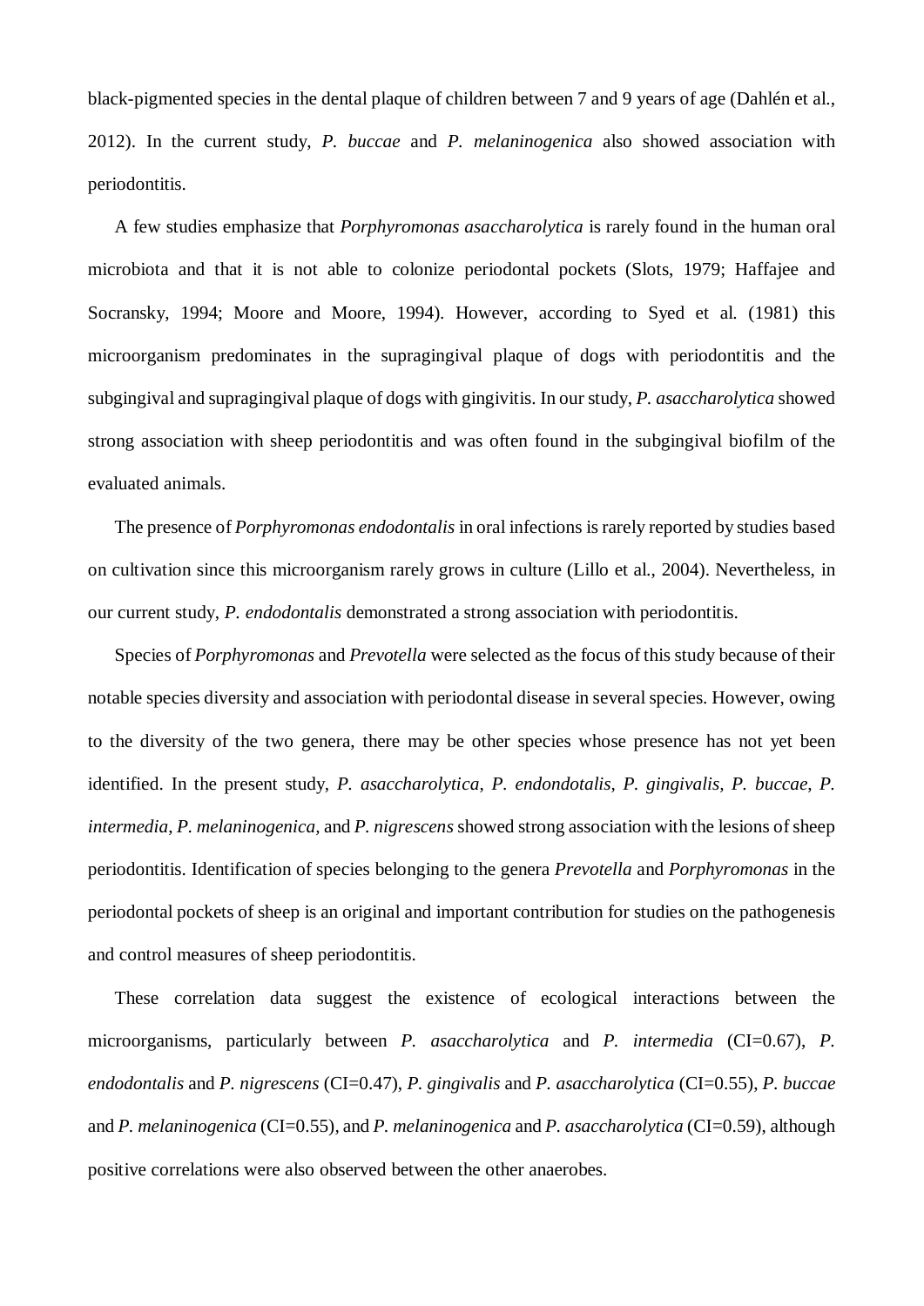black-pigmented species in the dental plaque of children between 7 and 9 years of age (Dahlén et al., 2012). In the current study, *P. buccae* and *P. melaninogenica* also showed association with periodontitis.

A few studies emphasize that *Porphyromonas asaccharolytica* is rarely found in the human oral microbiota and that it is not able to colonize periodontal pockets (Slots, 1979; Haffajee and Socransky, 1994; Moore and Moore, 1994). However, according to Syed et al. (1981) this microorganism predominates in the supragingival plaque of dogs with periodontitis and the subgingival and supragingival plaque of dogs with gingivitis. In our study, *P. asaccharolytica* showed strong association with sheep periodontitis and was often found in the subgingival biofilm of the evaluated animals.

The presence of *Porphyromonas endodontalis* in oral infections is rarely reported by studies based on cultivation since this microorganism rarely grows in culture (Lillo et al., 2004). Nevertheless, in our current study, *P. endodontalis* demonstrated a strong association with periodontitis.

Species of *Porphyromonas* and *Prevotella* were selected as the focus of this study because of their notable species diversity and association with periodontal disease in several species. However, owing to the diversity of the two genera, there may be other species whose presence has not yet been identified. In the present study, *P. asaccharolytica*, *P. endondotalis*, *P. gingivalis*, *P. buccae*, *P. intermedia*, *P. melaninogenica,* and *P. nigrescens* showed strong association with the lesions of sheep periodontitis. Identification of species belonging to the genera *Prevotella* and *Porphyromonas* in the periodontal pockets of sheep is an original and important contribution for studies on the pathogenesis and control measures of sheep periodontitis.

These correlation data suggest the existence of ecological interactions between the microorganisms, particularly between *P. asaccharolytica* and *P. intermedia* (CI=0.67), *P. endodontalis* and *P. nigrescens* (CI=0.47), *P. gingivalis* and *P. asaccharolytica* (CI=0.55), *P. buccae* and *P. melaninogenica* (CI=0.55), and *P. melaninogenica* and *P. asaccharolytica* (CI=0.59), although positive correlations were also observed between the other anaerobes.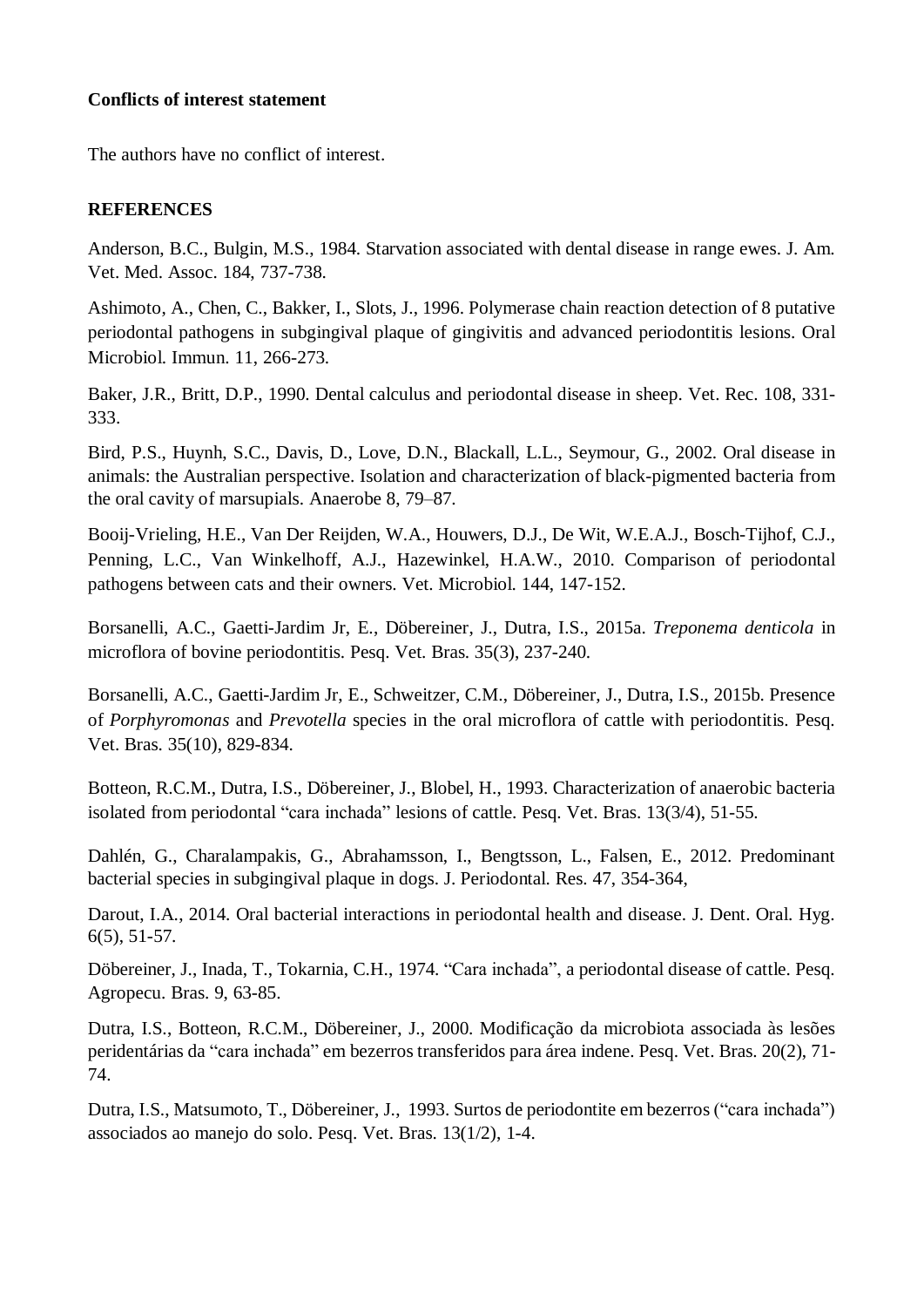**Conflicts of interest statement**

The authors have no conflict of interest.

**REFERENCES**

Anderson, B.C., Bulgin, M.S., 1984. Starvation associated with dental disease in range ewes. J. Am. Vet. Med. Assoc. 184, 737-738.

Ashimoto, A., Chen, C., Bakker, I., Slots, J., 1996. Polymerase chain reaction detection of 8 putative periodontal pathogens in subgingival plaque of gingivitis and advanced periodontitis lesions. Oral Microbiol. Immun. 11, 266-273.

Baker, J.R., Britt, D.P., 1990. Dental calculus and periodontal disease in sheep. Vet. Rec. 108, 331-333.

Bird, P.S., Huynh, S.C., Davis, D., Love, D.N., Blackall, L.L., Seymour, G., 2002. Oral disease in animals: the Australian perspective. Isolation and characterization of black-pigmented bacteria from the oral cavity of marsupials. Anaerobe 8, 79–87.

Booij-Vrieling, H.E., Van Der Reijden, W.A., Houwers, D.J., De Wit, W.E.A.J., Bosch-Tijhof, C.J., Penning, L.C., Van Winkelhoff, A.J., Hazewinkel, H.A.W., 2010. Comparison of periodontal pathogens between cats and their owners. Vet. Microbiol. 144, 147-152.

Borsanelli, A.C., Gaetti-Jardim Jr, E., Döbereiner, J., Dutra, I.S., 2015a. *Treponema denticola* in microflora of bovine periodontitis. Pesq. Vet. Bras. 35(3), 237-240.

Borsanelli, A.C., Gaetti-Jardim Jr, E., Schweitzer, C.M., Döbereiner, J., Dutra, I.S., 2015b. Presence of *Porphyromonas* and *Prevotella* species in the oral microflora of cattle with periodontitis. Pesq. Vet. Bras. 35(10), 829-834.

Botteon, R.C.M., Dutra, I.S., Döbereiner, J., Blobel, H., 1993. Characterization of anaerobic bacteria isolated from periodontal "cara inchada" lesions of cattle. Pesq. Vet. Bras. 13(3/4), 51-55.

Dahlén, G., Charalampakis, G., Abrahamsson, I., Bengtsson, L., Falsen, E., 2012. Predominant bacterial species in subgingival plaque in dogs. J. Periodontal. Res. 47, 354-364,

Darout, I.A., 2014. Oral bacterial interactions in periodontal health and disease. J. Dent. Oral. Hyg. 6(5), 51-57.

Döbereiner, J., Inada, T., Tokarnia, C.H., 1974. "Cara inchada", a periodontal disease of cattle. Pesq. Agropecu. Bras. 9, 63-85.

Dutra, I.S., Botteon, R.C.M., Döbereiner, J., 2000. Modificação da microbiota associada às lesões peridentárias da "cara inchada" em bezerros transferidos para área indene. Pesq. Vet. Bras. 20(2), 71-74.

Dutra, I.S., Matsumoto, T., Döbereiner, J., 1993. Surtos de periodontite em bezerros ("cara inchada") associados ao manejo do solo. Pesq. Vet. Bras. 13(1/2), 1-4.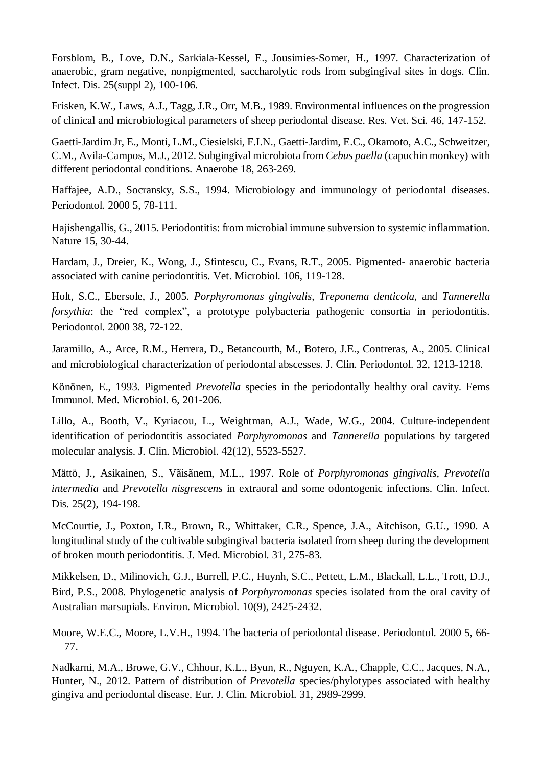Forsblom, B., Love, D.N., Sarkiala-Kessel, E., Jousimies-Somer, H., 1997. Characterization of anaerobic, gram negative, nonpigmented, saccharolytic rods from subgingival sites in dogs. Clin. Infect. Dis. 25(suppl 2), 100-106.

Frisken, K.W., Laws, A.J., Tagg, J.R., Orr, M.B., 1989. Environmental influences on the progression of clinical and microbiological parameters of sheep periodontal disease. Res. Vet. Sci. 46, 147-152.

Gaetti-Jardim Jr, E., Monti, L.M., Ciesielski, F.I.N., Gaetti-Jardim, E.C., Okamoto, A.C., Schweitzer, C.M., Avila-Campos, M.J., 2012. Subgingival microbiota from *Cebus paella* (capuchin monkey) with different periodontal conditions. Anaerobe 18, 263-269.

Haffajee, A.D., Socransky, S.S., 1994. Microbiology and immunology of periodontal diseases. Periodontol. 2000 5, 78-111.

Hajishengallis, G., 2015. Periodontitis: from microbial immune subversion to systemic inflammation. Nature 15, 30-44.

Hardam, J., Dreier, K., Wong, J., Sfintescu, C., Evans, R.T., 2005. Pigmented- anaerobic bacteria associated with canine periodontitis. Vet. Microbiol. 106, 119-128.

Holt, S.C., Ebersole, J., 2005. *Porphyromonas gingivalis*, *Treponema denticola*, and *Tannerella forsythia*: the "red complex", a prototype polybacteria pathogenic consortia in periodontitis. Periodontol. 2000 38, 72-122.

Jaramillo, A., Arce, R.M., Herrera, D., Betancourth, M., Botero, J.E., Contreras, A., 2005. Clinical and microbiological characterization of periodontal abscesses. J. Clin. Periodontol. 32, 1213-1218.

Könönen, E., 1993. Pigmented *Prevotella* species in the periodontally healthy oral cavity. Fems Immunol. Med. Microbiol. 6, 201-206.

Lillo, A., Booth, V., Kyriacou, L., Weightman, A.J., Wade, W.G., 2004. Culture-independent identification of periodontitis associated *Porphyromonas* and *Tannerella* populations by targeted molecular analysis. J. Clin. Microbiol. 42(12), 5523-5527.

Mättö, J., Asikainen, S., Vãisãnem, M.L., 1997. Role of *Porphyromonas gingivalis*, *Prevotella intermedia* and *Prevotella nisgrescens* in extraoral and some odontogenic infections. Clin. Infect. Dis. 25(2), 194-198.

McCourtie, J., Poxton, I.R., Brown, R., Whittaker, C.R., Spence, J.A., Aitchison, G.U., 1990. A longitudinal study of the cultivable subgingival bacteria isolated from sheep during the development of broken mouth periodontitis. J. Med. Microbiol. 31, 275-83.

Mikkelsen, D., Milinovich, G.J., Burrell, P.C., Huynh, S.C., Pettett, L.M., Blackall, L.L., Trott, D.J., Bird, P.S., 2008. Phylogenetic analysis of *Porphyromonas* species isolated from the oral cavity of Australian marsupials. Environ. Microbiol. 10(9), 2425-2432.

Moore, W.E.C., Moore, L.V.H., 1994. The bacteria of periodontal disease. Periodontol. 2000 5, 66-77.

Nadkarni, M.A., Browe, G.V., Chhour, K.L., Byun, R., Nguyen, K.A., Chapple, C.C., Jacques, N.A., Hunter, N., 2012. Pattern of distribution of *Prevotella* species/phylotypes associated with healthy gingiva and periodontal disease. Eur. J. Clin. Microbiol. 31, 2989-2999.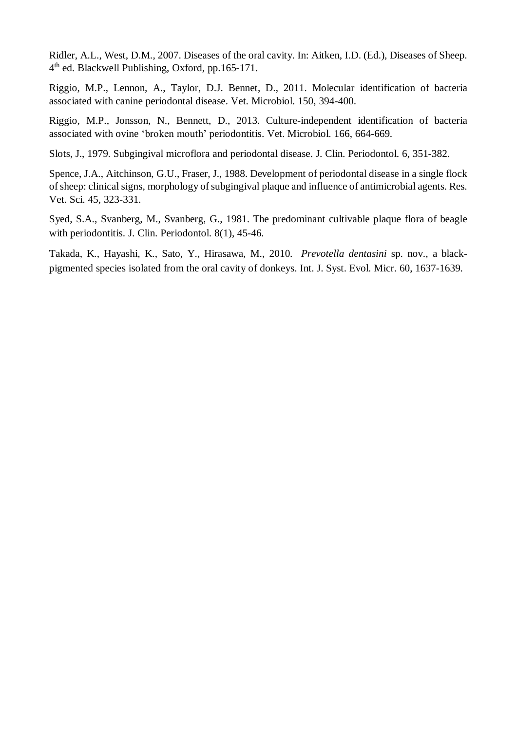Ridler, A.L., West, D.M., 2007. Diseases of the oral cavity. In: Aitken, I.D. (Ed.), Diseases of Sheep. 4th ed. Blackwell Publishing, Oxford, pp.165-171.

Riggio, M.P., Lennon, A., Taylor, D.J. Bennet, D., 2011. Molecular identification of bacteria associated with canine periodontal disease. Vet. Microbiol. 150, 394-400.

Riggio, M.P., Jonsson, N., Bennett, D., 2013. Culture-independent identification of bacteria associated with ovine 'broken mouth' periodontitis. Vet. Microbiol. 166, 664-669.

Slots, J., 1979. Subgingival microflora and periodontal disease. J. Clin. Periodontol. 6, 351-382.

Spence, J.A., Aitchinson, G.U., Fraser, J., 1988. Development of periodontal disease in a single flock of sheep: clinical signs, morphology of subgingival plaque and influence of antimicrobial agents. Res. Vet. Sci. 45, 323-331.

Syed, S.A., Svanberg, M., Svanberg, G., 1981. The predominant cultivable plaque flora of beagle with periodontitis. J. Clin. Periodontol. 8(1), 45-46.

Takada, K., Hayashi, K., Sato, Y., Hirasawa, M., 2010. *Prevotella dentasini* sp. nov., a black-pigmented species isolated from the oral cavity of donkeys. Int. J. Syst. Evol. Micr. 60, 1637-1639.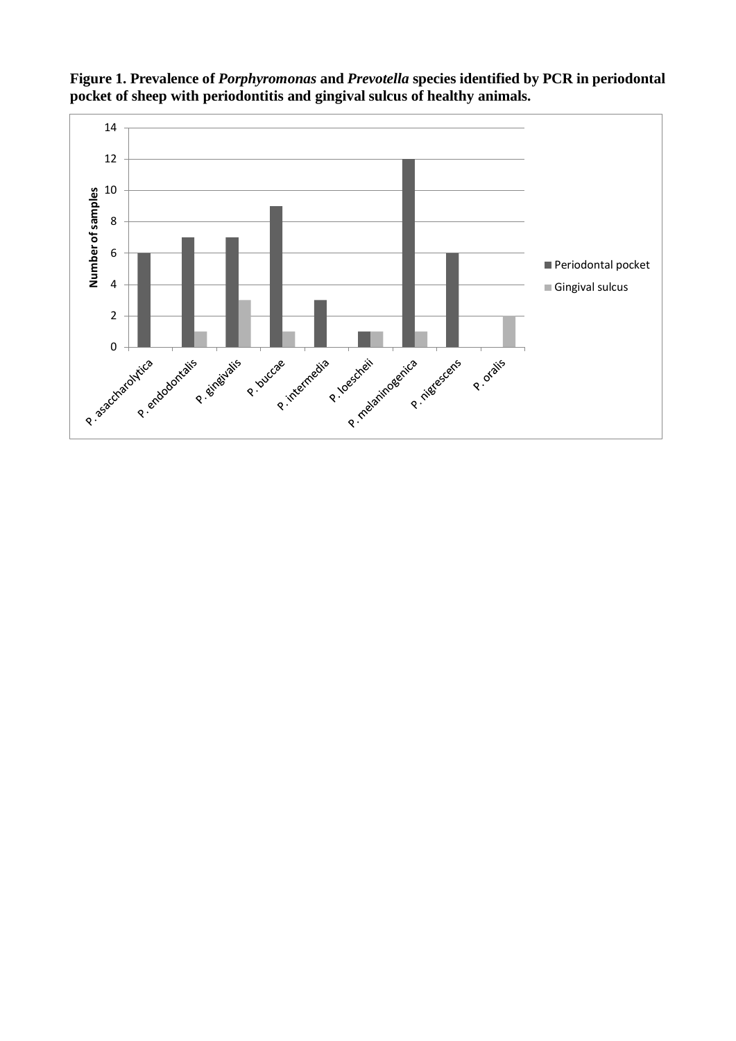**Figure 1. Prevalence of *Porphyromonas* and *Prevotella* species identified by PCR in periodontal pocket of sheep with periodontitis and gingival sulcus of healthy animals.**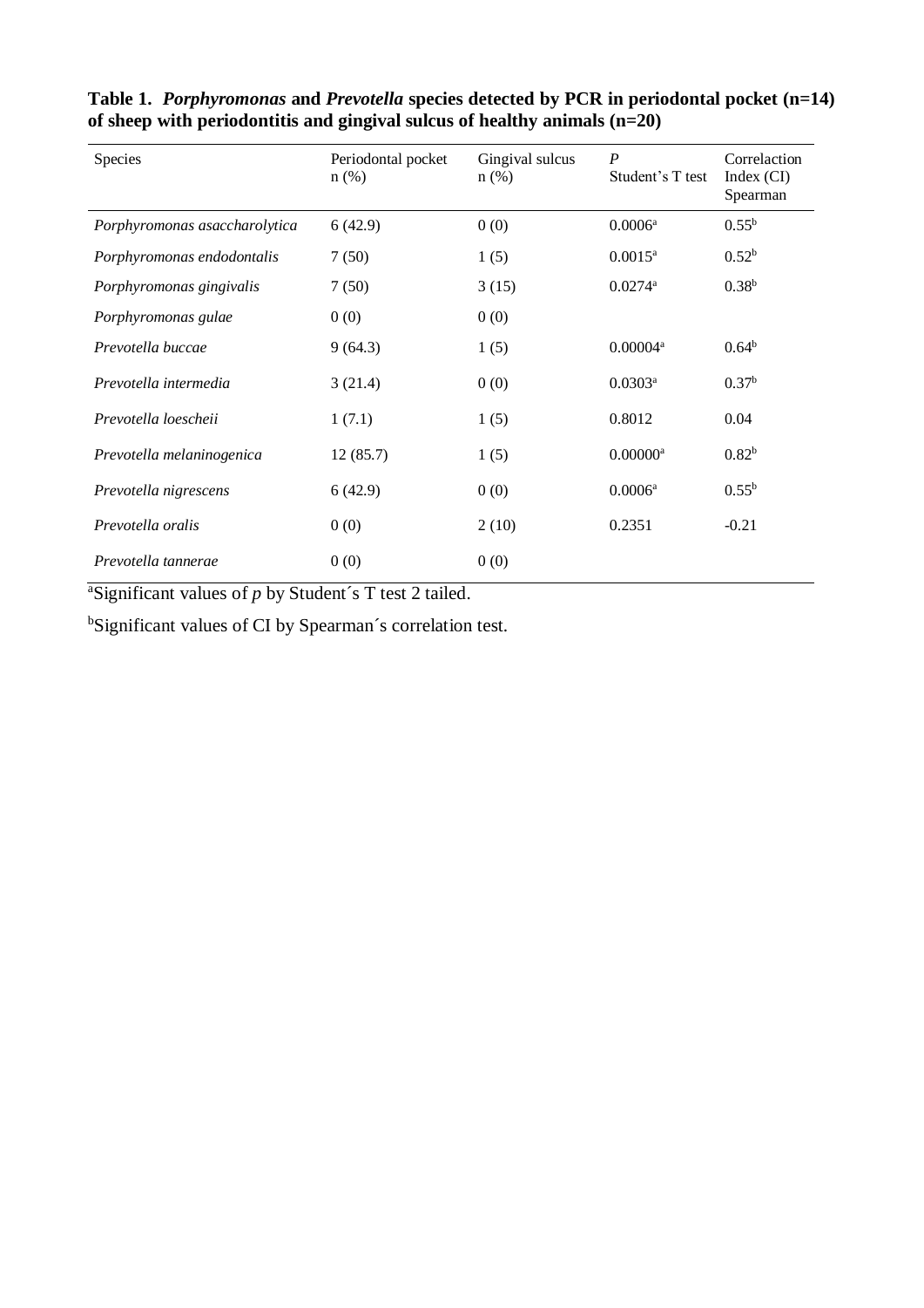**Table 1.** ***Porphyromonas*** **and** ***Prevotella*** **species detected by PCR in periodontal pocket (n=14) of sheep with periodontitis and gingival sulcus of healthy animals (n=20)**

| Species | Periodontal pocket n (%) | Gingival sulcus n (%) | *P* Student's T test | Correlaction Index (CI) Spearman |
|---|---|---|---|---|
| *Porphyromonas asaccharolytica* | 6 (42.9) | 0 (0) | 0.0006[a] | 0.55[b] |
| *Porphyromonas endodontalis* | 7 (50) | 1 (5) | 0.0015[a] | 0.52[b] |
| *Porphyromonas gingivalis* | 7 (50) | 3 (15) | 0.0274[a] | 0.38[b] |
| *Porphyromonas gulae* | 0 (0) | 0 (0) | | |
| *Prevotella buccae* | 9 (64.3) | 1 (5) | 0.00004[a] | 0.64[b] |
| *Prevotella intermedia* | 3 (21.4) | 0 (0) | 0.0303[a] | 0.37[b] |
| *Prevotella loescheii* | 1 (7.1) | 1 (5) | 0.8012 | 0.04 |
| *Prevotella melaninogenica* | 12 (85.7) | 1 (5) | 0.00000[a] | 0.82[b] |
| *Prevotella nigrescens* | 6 (42.9) | 0 (0) | 0.0006[a] | 0.55[b] |
| *Prevotella oralis* | 0 (0) | 2 (10) | 0.2351 | -0.21 |
| *Prevotella tannerae* | 0 (0) | 0 (0) | | |

[a]Significant values of *p* by Student´s T test 2 tailed.

[b]Significant values of CI by Spearman´s correlation test.